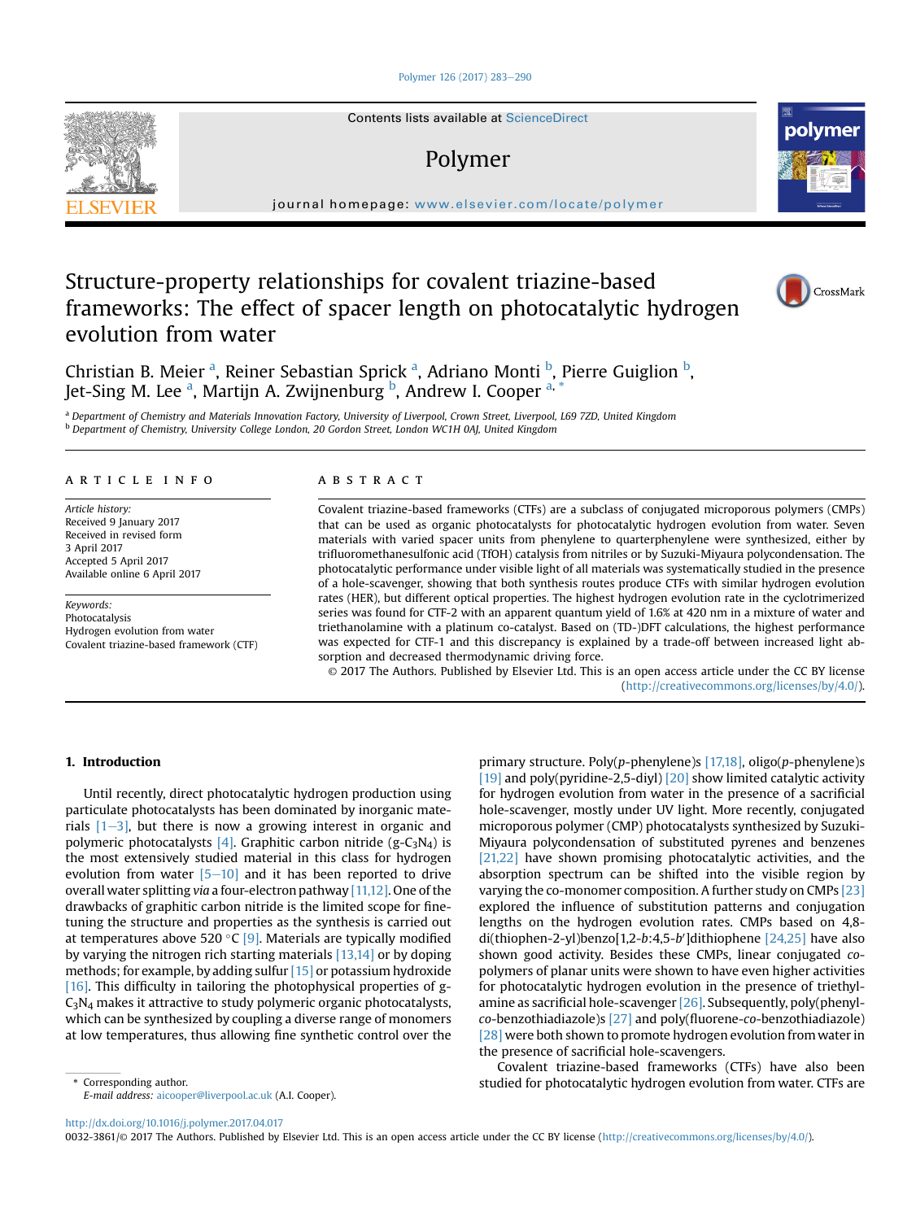# Structure-property relationships for covalent triazine-based frameworks: The effect of spacer length on photocatalytic hydrogen evolution from water

Christian B. Meier [a], Reiner Sebastian Sprick [a], Adriano Monti [b], Pierre Guiglion [b], Jet-Sing M. Lee [a], Martijn A. Zwijnenburg [b], Andrew I. Cooper [a, *]

[a] Department of Chemistry and Materials Innovation Factory, University of Liverpool, Crown Street, Liverpool, L69 7ZD, United Kingdom
[b] Department of Chemistry, University College London, 20 Gordon Street, London WC1H 0AJ, United Kingdom

## ARTICLE INFO

*Article history:*
Received 9 January 2017
Received in revised form
3 April 2017
Accepted 5 April 2017
Available online 6 April 2017

*Keywords:*
Photocatalysis
Hydrogen evolution from water
Covalent triazine-based framework (CTF)

## ABSTRACT

Covalent triazine-based frameworks (CTFs) are a subclass of conjugated microporous polymers (CMPs) that can be used as organic photocatalysts for photocatalytic hydrogen evolution from water. Seven materials with varied spacer units from phenylene to quarterphenylene were synthesized, either by trifluoromethanesulfonic acid (TfOH) catalysis from nitriles or by Suzuki-Miyaura polycondensation. The photocatalytic performance under visible light of all materials was systematically studied in the presence of a hole-scavenger, showing that both synthesis routes produce CTFs with similar hydrogen evolution rates (HER), but different optical properties. The highest hydrogen evolution rate in the cyclotrimerized series was found for CTF-2 with an apparent quantum yield of 1.6% at 420 nm in a mixture of water and triethanolamine with a platinum co-catalyst. Based on (TD-)DFT calculations, the highest performance was expected for CTF-1 and this discrepancy is explained by a trade-off between increased light absorption and decreased thermodynamic driving force.

© 2017 The Authors. Published by Elsevier Ltd. This is an open access article under the CC BY license (http://creativecommons.org/licenses/by/4.0/).

## 1. Introduction

Until recently, direct photocatalytic hydrogen production using particulate photocatalysts has been dominated by inorganic materials [1–3], but there is now a growing interest in organic and polymeric photocatalysts [4]. Graphitic carbon nitride (g-$C_3N_4$) is the most extensively studied material in this class for hydrogen evolution from water [5–10] and it has been reported to drive overall water splitting *via* a four-electron pathway [11,12]. One of the drawbacks of graphitic carbon nitride is the limited scope for fine-tuning the structure and properties as the synthesis is carried out at temperatures above 520 °C [9]. Materials are typically modified by varying the nitrogen rich starting materials [13,14] or by doping methods; for example, by adding sulfur [15] or potassium hydroxide [16]. This difficulty in tailoring the photophysical properties of g-$C_3N_4$ makes it attractive to study polymeric organic photocatalysts, which can be synthesized by coupling a diverse range of monomers at low temperatures, thus allowing fine synthetic control over the primary structure. Poly(*p*-phenylene)s [17,18], oligo(*p*-phenylene)s [19] and poly(pyridine-2,5-diyl) [20] show limited catalytic activity for hydrogen evolution from water in the presence of a sacrificial hole-scavenger, mostly under UV light. More recently, conjugated microporous polymer (CMP) photocatalysts synthesized by Suzuki-Miyaura polycondensation of substituted pyrenes and benzenes [21,22] have shown promising photocatalytic activities, and the absorption spectrum can be shifted into the visible region by varying the co-monomer composition. A further study on CMPs [23] explored the influence of substitution patterns and conjugation lengths on the hydrogen evolution rates. CMPs based on 4,8-di(thiophen-2-yl)benzo[1,2-*b*:4,5-*b*′]dithiophene [24,25] have also shown good activity. Besides these CMPs, linear conjugated *co*-polymers of planar units were shown to have even higher activities for photocatalytic hydrogen evolution in the presence of triethylamine as sacrificial hole-scavenger [26]. Subsequently, poly(phenyl-*co*-benzothiadiazole)s [27] and poly(fluorene-*co*-benzothiadiazole) [28] were both shown to promote hydrogen evolution from water in the presence of sacrificial hole-scavengers.

Covalent triazine-based frameworks (CTFs) have also been studied for photocatalytic hydrogen evolution from water. CTFs are

\* Corresponding author.
E-mail address: aicooper@liverpool.ac.uk (A.I. Cooper).

http://dx.doi.org/10.1016/j.polymer.2017.04.017
0032-3861/© 2017 The Authors. Published by Elsevier Ltd. This is an open access article under the CC BY license (http://creativecommons.org/licenses/by/4.0/).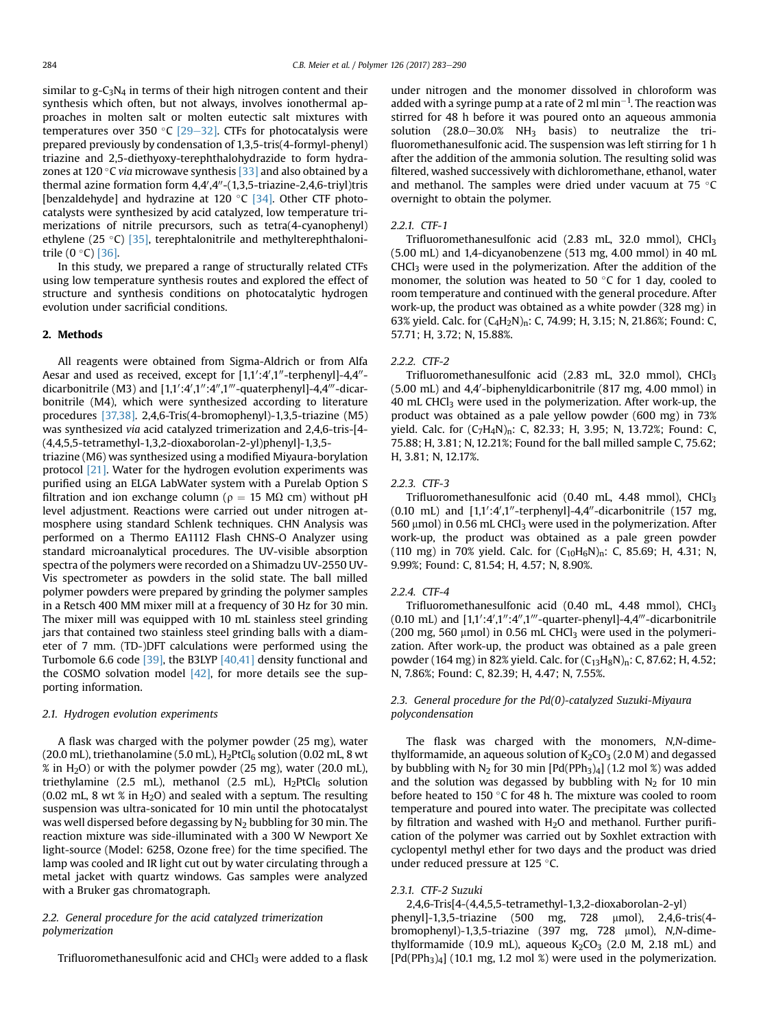similar to g-$C_3N_4$ in terms of their high nitrogen content and their synthesis which often, but not always, involves ionothermal approaches in molten salt or molten eutectic salt mixtures with temperatures over 350 °C [29–32]. CTFs for photocatalysis were prepared previously by condensation of 1,3,5-tris(4-formyl-phenyl) triazine and 2,5-diethyoxy-terephthalohydrazide to form hydrazones at 120 °C *via* microwave synthesis [33] and also obtained by a thermal azine formation form 4,4′,4″-(1,3,5-triazine-2,4,6-triyl)tris [benzaldehyde] and hydrazine at 120 °C [34]. Other CTF photocatalysts were synthesized by acid catalyzed, low temperature trimerizations of nitrile precursors, such as tetra(4-cyanophenyl) ethylene (25 °C) [35], terephtalonitrile and methylterephthalonitrile (0 °C) [36].

In this study, we prepared a range of structurally related CTFs using low temperature synthesis routes and explored the effect of structure and synthesis conditions on photocatalytic hydrogen evolution under sacrificial conditions.

## 2. Methods

All reagents were obtained from Sigma-Aldrich or from Alfa Aesar and used as received, except for [1,1′:4′,1″-terphenyl]-4,4″-dicarbonitrile (M3) and [1,1′:4′,1″:4″,1‴-quaterphenyl]-4,4‴-dicarbonitrile (M4), which were synthesized according to literature procedures [37,38]. 2,4,6-Tris(4-bromophenyl)-1,3,5-triazine (M5) was synthesized *via* acid catalyzed trimerization and 2,4,6-tris-[4-(4,4,5,5-tetramethyl-1,3,2-dioxaborolan-2-yl)phenyl]-1,3,5-triazine (M6) was synthesized using a modified Miyaura-borylation protocol [21]. Water for the hydrogen evolution experiments was purified using an ELGA LabWater system with a Purelab Option S filtration and ion exchange column (ρ = 15 MΩ cm) without pH level adjustment. Reactions were carried out under nitrogen atmosphere using standard Schlenk techniques. CHN Analysis was performed on a Thermo EA1112 Flash CHNS-O Analyzer using standard microanalytical procedures. The UV-visible absorption spectra of the polymers were recorded on a Shimadzu UV-2550 UV-Vis spectrometer as powders in the solid state. The ball milled polymer powders were prepared by grinding the polymer samples in a Retsch 400 MM mixer mill at a frequency of 30 Hz for 30 min. The mixer mill was equipped with 10 mL stainless steel grinding jars that contained two stainless steel grinding balls with a diameter of 7 mm. (TD-)DFT calculations were performed using the Turbomole 6.6 code [39], the B3LYP [40,41] density functional and the COSMO solvation model [42], for more details see the supporting information.

### 2.1. Hydrogen evolution experiments

A flask was charged with the polymer powder (25 mg), water (20.0 mL), triethanolamine (5.0 mL), $H_2PtCl_6$ solution (0.02 mL, 8 wt % in $H_2O$) or with the polymer powder (25 mg), water (20.0 mL), triethylamine (2.5 mL), methanol (2.5 mL), $H_2PtCl_6$ solution (0.02 mL, 8 wt % in $H_2O$) and sealed with a septum. The resulting suspension was ultra-sonicated for 10 min until the photocatalyst was well dispersed before degassing by $N_2$ bubbling for 30 min. The reaction mixture was side-illuminated with a 300 W Newport Xe light-source (Model: 6258, Ozone free) for the time specified. The lamp was cooled and IR light cut out by water circulating through a metal jacket with quartz windows. Gas samples were analyzed with a Bruker gas chromatograph.

### 2.2. General procedure for the acid catalyzed trimerization polymerization

Trifluoromethanesulfonic acid and $CHCl_3$ were added to a flask under nitrogen and the monomer dissolved in chloroform was added with a syringe pump at a rate of 2 ml $min^{-1}$. The reaction was stirred for 48 h before it was poured onto an aqueous ammonia solution (28.0–30.0% $NH_3$ basis) to neutralize the trifluoromethanesulfonic acid. The suspension was left stirring for 1 h after the addition of the ammonia solution. The resulting solid was filtered, washed successively with dichloromethane, ethanol, water and methanol. The samples were dried under vacuum at 75 °C overnight to obtain the polymer.

#### 2.2.1. CTF-1

Trifluoromethanesulfonic acid (2.83 mL, 32.0 mmol), $CHCl_3$ (5.00 mL) and 1,4-dicyanobenzene (513 mg, 4.00 mmol) in 40 mL $CHCl_3$ were used in the polymerization. After the addition of the monomer, the solution was heated to 50 °C for 1 day, cooled to room temperature and continued with the general procedure. After work-up, the product was obtained as a white powder (328 mg) in 63% yield. Calc. for $(C_4H_2N)_n$: C, 74.99; H, 3.15; N, 21.86%; Found: C, 57.71; H, 3.72; N, 15.88%.

#### 2.2.2. CTF-2

Trifluoromethanesulfonic acid (2.83 mL, 32.0 mmol), $CHCl_3$ (5.00 mL) and 4,4′-biphenyldicarbonitrile (817 mg, 4.00 mmol) in 40 mL $CHCl_3$ were used in the polymerization. After work-up, the product was obtained as a pale yellow powder (600 mg) in 73% yield. Calc. for $(C_7H_4N)_n$: C, 82.33; H, 3.95; N, 13.72%; Found: C, 75.88; H, 3.81; N, 12.21%; Found for the ball milled sample C, 75.62; H, 3.81; N, 12.17%.

#### 2.2.3. CTF-3

Trifluoromethanesulfonic acid (0.40 mL, 4.48 mmol), $CHCl_3$ (0.10 mL) and [1,1′:4′,1″-terphenyl]-4,4″-dicarbonitrile (157 mg, 560 μmol) in 0.56 mL $CHCl_3$ were used in the polymerization. After work-up, the product was obtained as a pale green powder (110 mg) in 70% yield. Calc. for $(C_{10}H_6N)_n$: C, 85.69; H, 4.31; N, 9.99%; Found: C, 81.54; H, 4.57; N, 8.90%.

#### 2.2.4. CTF-4

Trifluoromethanesulfonic acid (0.40 mL, 4.48 mmol), $CHCl_3$ (0.10 mL) and [1,1′:4′,1″:4″,1‴-quarter-phenyl]-4,4‴-dicarbonitrile (200 mg, 560 μmol) in 0.56 mL $CHCl_3$ were used in the polymerization. After work-up, the product was obtained as a pale green powder (164 mg) in 82% yield. Calc. for $(C_{13}H_8N)_n$: C, 87.62; H, 4.52; N, 7.86%; Found: C, 82.39; H, 4.47; N, 7.55%.

### 2.3. General procedure for the Pd(0)-catalyzed Suzuki-Miyaura polycondensation

The flask was charged with the monomers, *N,N*-dimethylformamide, an aqueous solution of $K_2CO_3$ (2.0 M) and degassed by bubbling with $N_2$ for 30 min $[Pd(PPh_3)_4]$ (1.2 mol %) was added and the solution was degassed by bubbling with $N_2$ for 10 min before heated to 150 °C for 48 h. The mixture was cooled to room temperature and poured into water. The precipitate was collected by filtration and washed with $H_2O$ and methanol. Further purification of the polymer was carried out by Soxhlet extraction with cyclopentyl methyl ether for two days and the product was dried under reduced pressure at 125 °C.

#### 2.3.1. CTF-2 Suzuki

2,4,6-Tris[4-(4,4,5,5-tetramethyl-1,3,2-dioxaborolan-2-yl)phenyl]-1,3,5-triazine (500 mg, 728 μmol), 2,4,6-tris(4-bromophenyl)-1,3,5-triazine (397 mg, 728 μmol), *N,N*-dimethylformamide (10.9 mL), aqueous $K_2CO_3$ (2.0 M, 2.18 mL) and $[Pd(PPh_3)_4]$ (10.1 mg, 1.2 mol %) were used in the polymerization.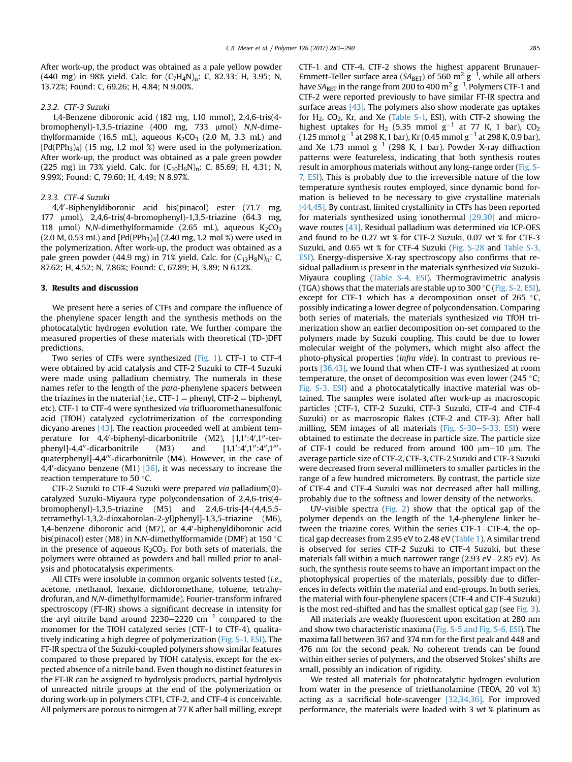After work-up, the product was obtained as a pale yellow powder (440 mg) in 98% yield. Calc. for $(C_7H_4N)_n$: C, 82.33; H, 3.95; N, 13.72%; Found: C, 69.26; H, 4.84; N 9.00%.

#### 2.3.2. CTF-3 Suzuki

1,4-Benzene diboronic acid (182 mg, 1.10 mmol), 2,4,6-tris(4-bromophenyl)-1,3,5-triazine (400 mg, 733 μmol) *N,N*-dimethylformamide (16.5 mL), aqueous $K_2CO_3$ (2.0 M, 3.3 mL) and $[Pd(PPh_3)_4]$ (15 mg, 1.2 mol %) were used in the polymerization. After work-up, the product was obtained as a pale green powder (225 mg) in 73% yield. Calc. for $(C_{10}H_6N)_n$: C, 85.69; H, 4.31; N, 9.99%; Found: C, 79.60; H, 4.49; N 8.97%.

#### 2.3.3. CTF-4 Suzuki

4,4′-Biphenyldiboronic acid bis(pinacol) ester (71.7 mg, 177 μmol), 2,4,6-tris(4-bromophenyl)-1,3,5-triazine (64.3 mg, 118 μmol) *N,N*-dimethylformamide (2.65 mL), aqueous $K_2CO_3$ (2.0 M, 0.53 mL) and $[Pd(PPh_3)_4]$ (2.40 mg, 1.2 mol %) were used in the polymerization. After work-up, the product was obtained as a pale green powder (44.9 mg) in 71% yield. Calc. for $(C_{13}H_8N)_n$: C, 87.62; H, 4.52; N, 7.86%; Found: C, 67.89; H, 3.89; N 6.12%.

## 3. Results and discussion

We present here a series of CTFs and compare the influence of the phenylene spacer length and the synthesis methods on the photocatalytic hydrogen evolution rate. We further compare the measured properties of these materials with theoretical (TD-)DFT predictions.

Two series of CTFs were synthesized (Fig. 1). CTF-1 to CTF-4 were obtained by acid catalysis and CTF-2 Suzuki to CTF-4 Suzuki were made using palladium chemistry. The numerals in these names refer to the length of the *para*-phenylene spacers between the triazines in the material (*i.e.*, CTF-1 = phenyl, CTF-2 = biphenyl, etc). CTF-1 to CTF-4 were synthesized *via* trifluoromethanesulfonic acid (TfOH) catalyzed cyclotrimerization of the corresponding dicyano arenes [43]. The reaction proceeded well at ambient temperature for 4,4′-biphenyl-dicarbonitrile (M2), [1,1′:4′,1″-terphenyl]-4,4″-dicarbonitrile (M3) and [1,1′:4′,1″:4″,1‴-quaterphenyl]-4,4‴-dicarbonitrile (M4). However, in the case of 4,4′-dicyano benzene (M1) [36], it was necessary to increase the reaction temperature to 50 °C.

CTF-2 Suzuki to CTF-4 Suzuki were prepared *via* palladium(0)-catalyzed Suzuki-Miyaura type polycondensation of 2,4,6-tris(4-bromophenyl)-1,3,5-triazine (M5) and 2,4,6-tris-[4-(4,4,5,5-tetramethyl-1,3,2-dioxaborolan-2-yl)phenyl]-1,3,5-triazine (M6), 1,4-benzene diboronic acid (M7), or 4,4′-biphenyldiboronic acid bis(pinacol) ester (M8) in *N,N*-dimethylformamide (DMF) at 150 °C in the presence of aqueous $K_2CO_3$. For both sets of materials, the polymers were obtained as powders and ball milled prior to analysis and photocatalysis experiments.

All CTFs were insoluble in common organic solvents tested (*i.e.*, acetone, methanol, hexane, dichloromethane, toluene, tetrahydrofuran, and *N,N*-dimethylformamide). Fourier-transform infrared spectroscopy (FT-IR) shows a significant decrease in intensity for the aryl nitrile band around 2230–2220 $cm^{-1}$ compared to the monomer for the TfOH catalyzed series (CTF-1 to CTF-4), qualitatively indicating a high degree of polymerization (Fig. S-1, ESI). The FT-IR spectra of the Suzuki-coupled polymers show similar features compared to those prepared by TfOH catalysis, except for the expected absence of a nitrile band. Even though no distinct features in the FT-IR can be assigned to hydrolysis products, partial hydrolysis of unreacted nitrile groups at the end of the polymerization or during work-up in polymers CTF1, CTF-2, and CTF-4 is conceivable. All polymers are porous to nitrogen at 77 K after ball milling, except CTF-1 and CTF-4. CTF-2 shows the highest apparent Brunauer-Emmett-Teller surface area ($SA_{BET}$) of 560 $m^2\ g^{-1}$, while all others have $SA_{BET}$ in the range from 200 to 400 $m^2\ g^{-1}$. Polymers CTF-1 and CTF-2 were reported previously to have similar FT-IR spectra and surface areas [43]. The polymers also show moderate gas uptakes for $H_2$, $CO_2$, Kr, and Xe (Table S-1, ESI), with CTF-2 showing the highest uptakes for $H_2$ (5.35 mmol $g^{-1}$ at 77 K, 1 bar), $CO_2$ (1.25 mmol $g^{-1}$ at 298 K, 1 bar), Kr (0.45 mmol $g^{-1}$ at 298 K, 0.9 bar), and Xe 1.73 mmol $g^{-1}$ (298 K, 1 bar). Powder X-ray diffraction patterns were featureless, indicating that both synthesis routes result in amorphous materials without any long-range order (Fig. S-7, ESI). This is probably due to the irreversible nature of the low temperature synthesis routes employed, since dynamic bond formation is believed to be necessary to give crystalline materials [44,45]. By contrast, limited crystallinity in CTFs has been reported for materials synthesized using ionothermal [29,30] and microwave routes [43]. Residual palladium was determined *via* ICP-OES and found to be 0.27 wt % for CTF-2 Suzuki, 0.07 wt % for CTF-3 Suzuki, and 0.65 wt % for CTF-4 Suzuki (Fig. S-28 and Table S-3, ESI). Energy-dispersive X-ray spectroscopy also confirms that residual palladium is present in the materials synthesized *via* Suzuki-Miyaura coupling (Table S-4, ESI). Thermogravimetric analysis (TGA) shows that the materials are stable up to 300 °C (Fig. S-2, ESI), except for CTF-1 which has a decomposition onset of 265 °C, possibly indicating a lower degree of polycondensation. Comparing both series of materials, the materials synthesized *via* TfOH trimerization show an earlier decomposition on-set compared to the polymers made by Suzuki coupling. This could be due to lower molecular weight of the polymers, which might also affect the photo-physical properties (*infra vide*). In contrast to previous reports [36,43], we found that when CTF-1 was synthesized at room temperature, the onset of decomposition was even lower (245 °C; Fig. S-3, ESI) and a photocatalytically inactive material was obtained. The samples were isolated after work-up as macroscopic particles (CTF-1, CTF-2 Suzuki, CTF-3 Suzuki, CTF-4 and CTF-4 Suzuki) or as macroscopic flakes (CTF-2 and CTF-3). After ball milling, SEM images of all materials (Fig. S-30–S-33, ESI) were obtained to estimate the decrease in particle size. The particle size of CTF-1 could be reduced from around 100 μm–10 μm. The average particle size of CTF-2, CTF-3, CTF-2 Suzuki and CTF-3 Suzuki were decreased from several millimeters to smaller particles in the range of a few hundred micrometers. By contrast, the particle size of CTF-4 and CTF-4 Suzuki was not decreased after ball milling, probably due to the softness and lower density of the networks.

UV-visible spectra (Fig. 2) show that the optical gap of the polymer depends on the length of the 1,4-phenylene linker between the triazine cores. Within the series CTF-1–CTF-4, the optical gap decreases from 2.95 eV to 2.48 eV (Table 1). A similar trend is observed for series CTF-2 Suzuki to CTF-4 Suzuki, but these materials fall within a much narrower range (2.93 eV–2.85 eV). As such, the synthesis route seems to have an important impact on the photophysical properties of the materials, possibly due to differences in defects within the material and end-groups. In both series, the material with four-phenylene spacers (CTF-4 and CTF-4 Suzuki) is the most red-shifted and has the smallest optical gap (see Fig. 3).

All materials are weakly fluorescent upon excitation at 280 nm and show two characteristic maxima (Fig. S-5 and Fig. S-6, ESI). The maxima fall between 367 and 374 nm for the first peak and 448 and 476 nm for the second peak. No coherent trends can be found within either series of polymers, and the observed Stokes' shifts are small, possibly an indication of rigidity.

We tested all materials for photocatalytic hydrogen evolution from water in the presence of triethanolamine (TEOA, 20 vol %) acting as a sacrificial hole-scavenger [32,34,36]. For improved performance, the materials were loaded with 3 wt % platinum as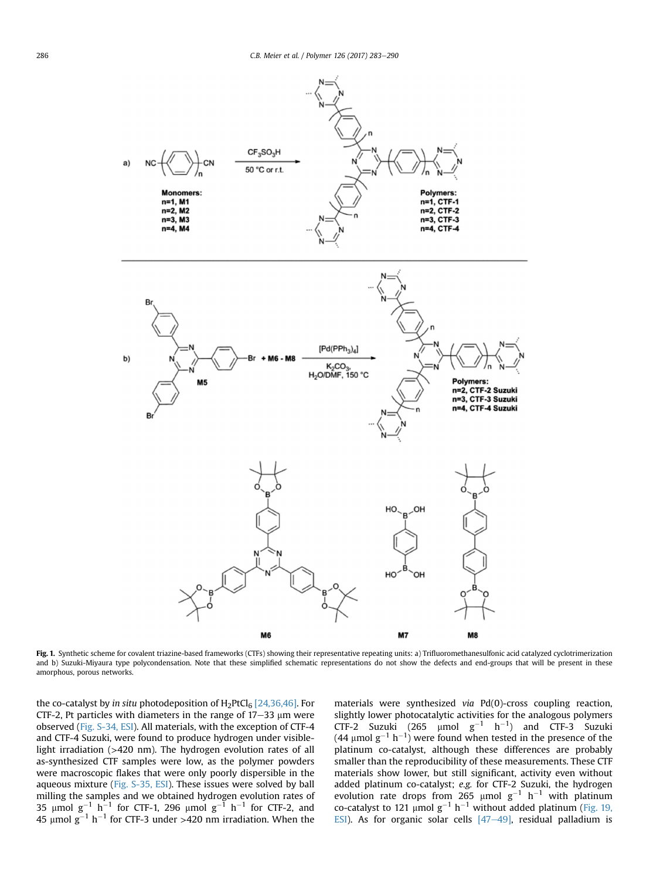Fig. 1. Synthetic scheme for covalent triazine-based frameworks (CTFs) showing their representative repeating units: a) Trifluoromethanesulfonic acid catalyzed cyclotrimerization and b) Suzuki-Miyaura type polycondensation. Note that these simplified schematic representations do not show the defects and end-groups that will be present in these amorphous, porous networks.

the co-catalyst by *in situ* photodeposition of $H_2PtCl_6$ [24,36,46]. For CTF-2, Pt particles with diameters in the range of 17–33 μm were observed (Fig. S-34, ESI). All materials, with the exception of CTF-4 and CTF-4 Suzuki, were found to produce hydrogen under visible-light irradiation (>420 nm). The hydrogen evolution rates of all as-synthesized CTF samples were low, as the polymer powders were macroscopic flakes that were only poorly dispersible in the aqueous mixture (Fig. S-35, ESI). These issues were solved by ball milling the samples and we obtained hydrogen evolution rates of 35 μmol $g^{-1}$ $h^{-1}$ for CTF-1, 296 μmol $g^{-1}$ $h^{-1}$ for CTF-2, and 45 μmol $g^{-1}$ $h^{-1}$ for CTF-3 under >420 nm irradiation. When the materials were synthesized *via* Pd(0)-cross coupling reaction, slightly lower photocatalytic activities for the analogous polymers CTF-2 Suzuki (265 μmol $g^{-1}$ $h^{-1}$) and CTF-3 Suzuki (44 μmol $g^{-1}$ $h^{-1}$) were found when tested in the presence of the platinum co-catalyst, although these differences are probably smaller than the reproducibility of these measurements. These CTF materials show lower, but still significant, activity even without added platinum co-catalyst; *e.g.* for CTF-2 Suzuki, the hydrogen evolution rate drops from 265 μmol $g^{-1}$ $h^{-1}$ with platinum co-catalyst to 121 μmol $g^{-1}$ $h^{-1}$ without added platinum (Fig. 19, ESI). As for organic solar cells [47–49], residual palladium is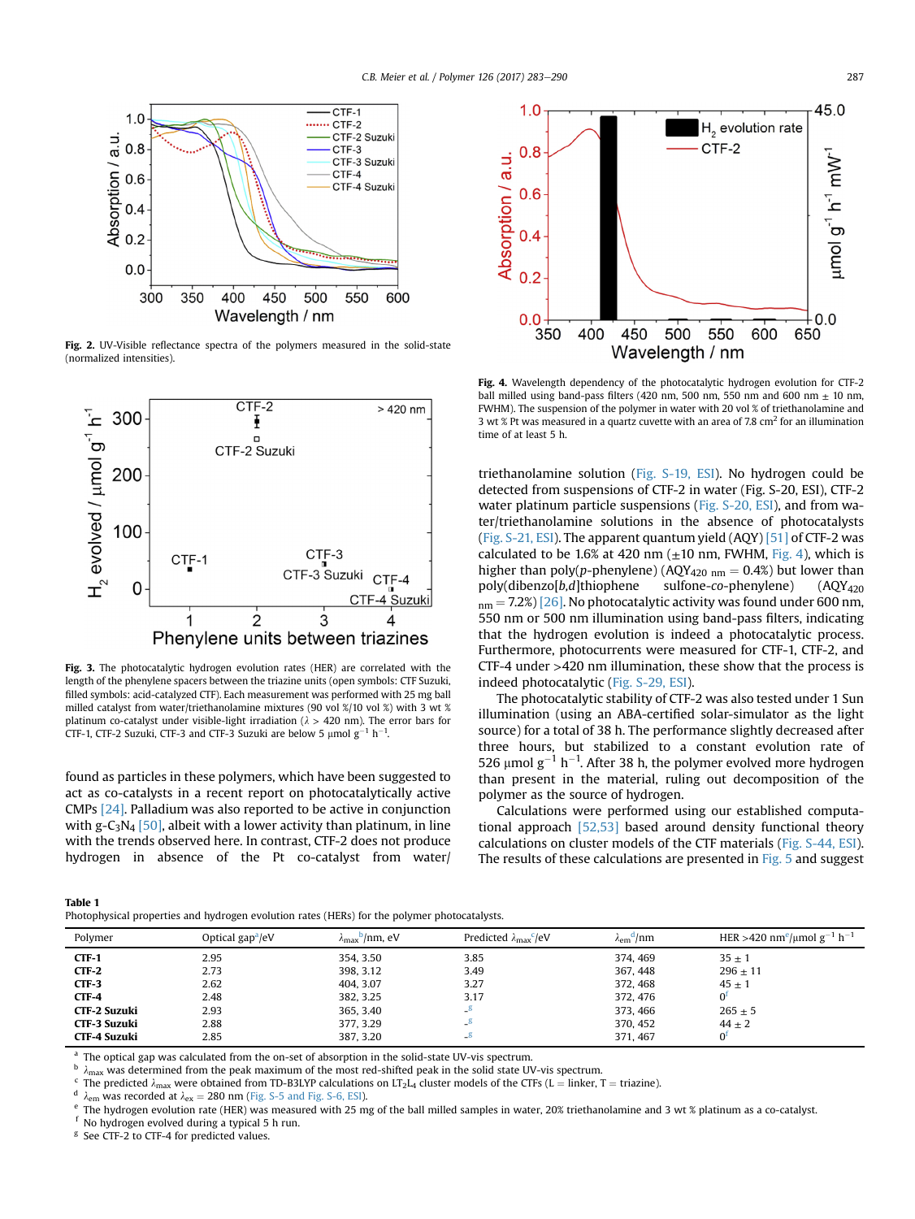**Fig. 2.** UV-Visible reflectance spectra of the polymers measured in the solid-state (normalized intensities).

**Fig. 3.** The photocatalytic hydrogen evolution rates (HER) are correlated with the length of the phenylene spacers between the triazine units (open symbols: CTF Suzuki, filled symbols: acid-catalyzed CTF). Each measurement was performed with 25 mg ball milled catalyst from water/triethanolamine mixtures (90 vol %/10 vol %) with 3 wt % platinum co-catalyst under visible-light irradiation ($\lambda$ > 420 nm). The error bars for CTF-1, CTF-2 Suzuki, CTF-3 and CTF-3 Suzuki are below 5 μmol $g^{-1}$ $h^{-1}$.

found as particles in these polymers, which have been suggested to act as co-catalysts in a recent report on photocatalytically active CMPs [24]. Palladium was also reported to be active in conjunction with g-$C_3N_4$ [50], albeit with a lower activity than platinum, in line with the trends observed here. In contrast, CTF-2 does not produce hydrogen in absence of the Pt co-catalyst from water/triethanolamine solution (Fig. S-19, ESI). No hydrogen could be detected from suspensions of CTF-2 in water (Fig. S-20, ESI), CTF-2 water platinum particle suspensions (Fig. S-20, ESI), and from water/triethanolamine solutions in the absence of photocatalysts (Fig. S-21, ESI). The apparent quantum yield (AQY) [51] of CTF-2 was calculated to be 1.6% at 420 nm (±10 nm, FWHM, Fig. 4), which is higher than poly(*p*-phenylene) ($AQY_{420\ nm}$ = 0.4%) but lower than poly(dibenzo[*b*,*d*]thiophene sulfone-*co*-phenylene) ($AQY_{420\ nm}$ = 7.2%) [26]. No photocatalytic activity was found under 600 nm, 550 nm or 500 nm illumination using band-pass filters, indicating that the hydrogen evolution is indeed a photocatalytic process. Furthermore, photocurrents were measured for CTF-1, CTF-2, and CTF-4 under >420 nm illumination, these show that the process is indeed photocatalytic (Fig. S-29, ESI).

**Fig. 4.** Wavelength dependency of the photocatalytic hydrogen evolution for CTF-2 ball milled using band-pass filters (420 nm, 500 nm, 550 nm and 600 nm ± 10 nm, FWHM). The suspension of the polymer in water with 20 vol % of triethanolamine and 3 wt % Pt was measured in a quartz cuvette with an area of 7.8 $cm^2$ for an illumination time of at least 5 h.

The photocatalytic stability of CTF-2 was also tested under 1 Sun illumination (using an ABA-certified solar-simulator as the light source) for a total of 38 h. The performance slightly decreased after three hours, but stabilized to a constant evolution rate of 526 μmol $g^{-1}$ $h^{-1}$. After 38 h, the polymer evolved more hydrogen than present in the material, ruling out decomposition of the polymer as the source of hydrogen.

Calculations were performed using our established computational approach [52,53] based around density functional theory calculations on cluster models of the CTF materials (Fig. S-44, ESI). The results of these calculations are presented in Fig. 5 and suggest

**Table 1**
Photophysical properties and hydrogen evolution rates (HERs) for the polymer photocatalysts.

| Polymer | Optical gap[a]/eV | $\lambda_{max}$[b]/nm, eV | Predicted $\lambda_{max}$[c]/eV | $\lambda_{em}$[d]/nm | HER >420 nm[e]/μmol $g^{-1}$ $h^{-1}$ |
|---|---|---|---|---|---|
| **CTF-1** | 2.95 | 354, 3.50 | 3.85 | 374, 469 | 35 ± 1 |
| **CTF-2** | 2.73 | 398, 3.12 | 3.49 | 367, 448 | 296 ± 11 |
| **CTF-3** | 2.62 | 404, 3.07 | 3.27 | 372, 468 | 45 ± 1 |
| **CTF-4** | 2.48 | 382, 3.25 | 3.17 | 372, 476 | 0[f] |
| **CTF-2 Suzuki** | 2.93 | 365, 3.40 | -[g] | 373, 466 | 265 ± 5 |
| **CTF-3 Suzuki** | 2.88 | 377, 3.29 | -[g] | 370, 452 | 44 ± 2 |
| **CTF-4 Suzuki** | 2.85 | 387, 3.20 | -[g] | 371, 467 | 0[f] |

[a] The optical gap was calculated from the on-set of absorption in the solid-state UV-vis spectrum.
[b] $\lambda_{max}$ was determined from the peak maximum of the most red-shifted peak in the solid state UV-vis spectrum.
[c] The predicted $\lambda_{max}$ were obtained from TD-B3LYP calculations on $LT_2L_4$ cluster models of the CTFs (L = linker, T = triazine).
[d] $\lambda_{em}$ was recorded at $\lambda_{ex}$ = 280 nm (Fig. S-5 and Fig. S-6, ESI).
[e] The hydrogen evolution rate (HER) was measured with 25 mg of the ball milled samples in water, 20% triethanolamine and 3 wt % platinum as a co-catalyst.
[f] No hydrogen evolved during a typical 5 h run.
[g] See CTF-2 to CTF-4 for predicted values.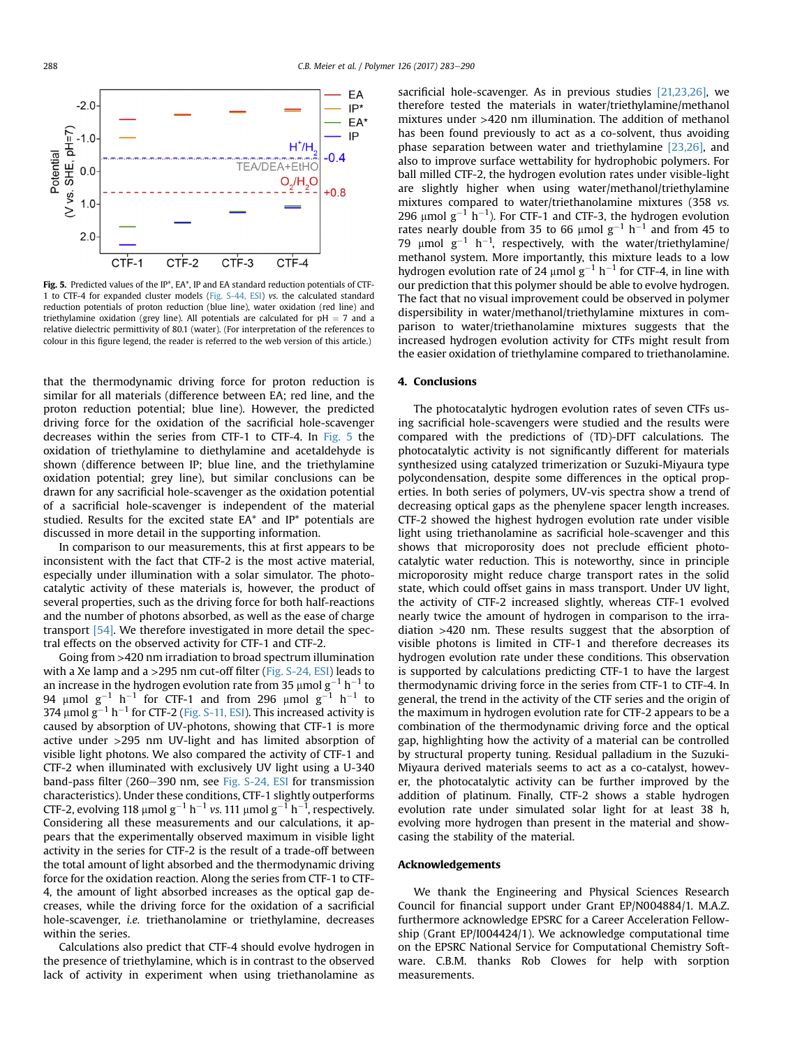Fig. 5. Predicted values of the IP*, EA*, IP and EA standard reduction potentials of CTF-1 to CTF-4 for expanded cluster models (Fig. S-44, ESI) vs. the calculated standard reduction potentials of proton reduction (blue line), water oxidation (red line) and triethylamine oxidation (grey line). All potentials are calculated for pH = 7 and a relative dielectric permittivity of 80.1 (water). (For interpretation of the references to colour in this figure legend, the reader is referred to the web version of this article.)

that the thermodynamic driving force for proton reduction is similar for all materials (difference between EA; red line, and the proton reduction potential; blue line). However, the predicted driving force for the oxidation of the sacrificial hole-scavenger decreases within the series from CTF-1 to CTF-4. In Fig. 5 the oxidation of triethylamine to diethylamine and acetaldehyde is shown (difference between IP; blue line, and the triethylamine oxidation potential; grey line), but similar conclusions can be drawn for any sacrificial hole-scavenger as the oxidation potential of a sacrificial hole-scavenger is independent of the material studied. Results for the excited state EA* and IP* potentials are discussed in more detail in the supporting information.

In comparison to our measurements, this at first appears to be inconsistent with the fact that CTF-2 is the most active material, especially under illumination with a solar simulator. The photocatalytic activity of these materials is, however, the product of several properties, such as the driving force for both half-reactions and the number of photons absorbed, as well as the ease of charge transport [54]. We therefore investigated in more detail the spectral effects on the observed activity for CTF-1 and CTF-2.

Going from >420 nm irradiation to broad spectrum illumination with a Xe lamp and a >295 nm cut-off filter (Fig. S-24, ESI) leads to an increase in the hydrogen evolution rate from 35 μmol $g^{-1}$ $h^{-1}$ to 94 μmol $g^{-1}$ $h^{-1}$ for CTF-1 and from 296 μmol $g^{-1}$ $h^{-1}$ to 374 μmol $g^{-1}$ $h^{-1}$ for CTF-2 (Fig. S-11, ESI). This increased activity is caused by absorption of UV-photons, showing that CTF-1 is more active under >295 nm UV-light and has limited absorption of visible light photons. We also compared the activity of CTF-1 and CTF-2 when illuminated with exclusively UV light using a U-340 band-pass filter (260–390 nm, see Fig. S-24, ESI for transmission characteristics). Under these conditions, CTF-1 slightly outperforms CTF-2, evolving 118 μmol $g^{-1}$ $h^{-1}$ *vs.* 111 μmol $g^{-1}$ $h^{-1}$, respectively. Considering all these measurements and our calculations, it appears that the experimentally observed maximum in visible light activity in the series for CTF-2 is the result of a trade-off between the total amount of light absorbed and the thermodynamic driving force for the oxidation reaction. Along the series from CTF-1 to CTF-4, the amount of light absorbed increases as the optical gap decreases, while the driving force for the oxidation of a sacrificial hole-scavenger, *i.e.* triethanolamine or triethylamine, decreases within the series.

Calculations also predict that CTF-4 should evolve hydrogen in the presence of triethylamine, which is in contrast to the observed lack of activity in experiment when using triethanolamine as sacrificial hole-scavenger. As in previous studies [21,23,26], we therefore tested the materials in water/triethylamine/methanol mixtures under >420 nm illumination. The addition of methanol has been found previously to act as a co-solvent, thus avoiding phase separation between water and triethylamine [23,26], and also to improve surface wettability for hydrophobic polymers. For ball milled CTF-2, the hydrogen evolution rates under visible-light are slightly higher when using water/methanol/triethylamine mixtures compared to water/triethanolamine mixtures (358 *vs.* 296 μmol $g^{-1}$ $h^{-1}$). For CTF-1 and CTF-3, the hydrogen evolution rates nearly double from 35 to 66 μmol $g^{-1}$ $h^{-1}$ and from 45 to 79 μmol $g^{-1}$ $h^{-1}$, respectively, with the water/triethylamine/methanol system. More importantly, this mixture leads to a low hydrogen evolution rate of 24 μmol $g^{-1}$ $h^{-1}$ for CTF-4, in line with our prediction that this polymer should be able to evolve hydrogen. The fact that no visual improvement could be observed in polymer dispersibility in water/methanol/triethylamine mixtures in comparison to water/triethanolamine mixtures suggests that the increased hydrogen evolution activity for CTFs might result from the easier oxidation of triethylamine compared to triethanolamine.

## 4. Conclusions

The photocatalytic hydrogen evolution rates of seven CTFs using sacrificial hole-scavengers were studied and the results were compared with the predictions of (TD)-DFT calculations. The photocatalytic activity is not significantly different for materials synthesized using catalyzed trimerization or Suzuki-Miyaura type polycondensation, despite some differences in the optical properties. In both series of polymers, UV-vis spectra show a trend of decreasing optical gaps as the phenylene spacer length increases. CTF-2 showed the highest hydrogen evolution rate under visible light using triethanolamine as sacrificial hole-scavenger and this shows that microporosity does not preclude efficient photocatalytic water reduction. This is noteworthy, since in principle microporosity might reduce charge transport rates in the solid state, which could offset gains in mass transport. Under UV light, the activity of CTF-2 increased slightly, whereas CTF-1 evolved nearly twice the amount of hydrogen in comparison to the irradiation >420 nm. These results suggest that the absorption of visible photons is limited in CTF-1 and therefore decreases its hydrogen evolution rate under these conditions. This observation is supported by calculations predicting CTF-1 to have the largest thermodynamic driving force in the series from CTF-1 to CTF-4. In general, the trend in the activity of the CTF series and the origin of the maximum in hydrogen evolution rate for CTF-2 appears to be a combination of the thermodynamic driving force and the optical gap, highlighting how the activity of a material can be controlled by structural property tuning. Residual palladium in the Suzuki-Miyaura derived materials seems to act as a co-catalyst, however, the photocatalytic activity can be further improved by the addition of platinum. Finally, CTF-2 shows a stable hydrogen evolution rate under simulated solar light for at least 38 h, evolving more hydrogen than present in the material and showcasing the stability of the material.

## Acknowledgements

We thank the Engineering and Physical Sciences Research Council for financial support under Grant EP/N004884/1. M.A.Z. furthermore acknowledge EPSRC for a Career Acceleration Fellowship (Grant EP/I004424/1). We acknowledge computational time on the EPSRC National Service for Computational Chemistry Software. C.B.M. thanks Rob Clowes for help with sorption measurements.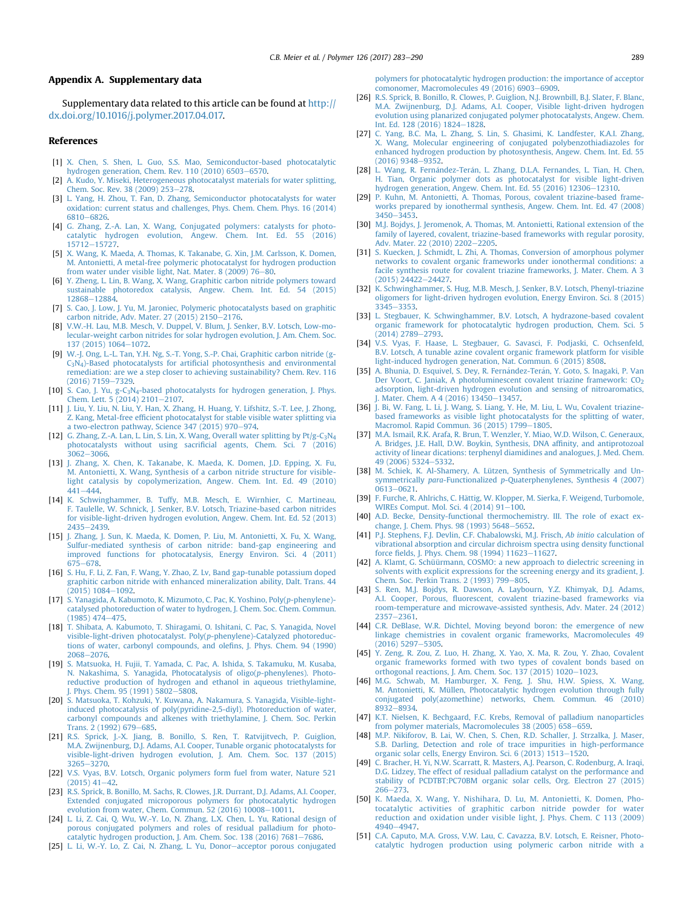## Appendix A. Supplementary data

Supplementary data related to this article can be found at http://dx.doi.org/10.1016/j.polymer.2017.04.017.

## References

[1] X. Chen, S. Shen, L. Guo, S.S. Mao, Semiconductor-based photocatalytic hydrogen generation, Chem. Rev. 110 (2010) 6503–6570.

[2] A. Kudo, Y. Miseki, Heterogeneous photocatalyst materials for water splitting, Chem. Soc. Rev. 38 (2009) 253–278.

[3] L. Yang, H. Zhou, T. Fan, D. Zhang, Semiconductor photocatalysts for water oxidation: current status and challenges, Phys. Chem. Chem. Phys. 16 (2014) 6810–6826.

[4] G. Zhang, Z.-A. Lan, X. Wang, Conjugated polymers: catalysts for photocatalytic hydrogen evolution, Angew. Chem. Int. Ed. 55 (2016) 15712–15727.

[5] X. Wang, K. Maeda, A. Thomas, K. Takanabe, G. Xin, J.M. Carlsson, K. Domen, M. Antonietti, A metal-free polymeric photocatalyst for hydrogen production from water under visible light, Nat. Mater. 8 (2009) 76–80.

[6] Y. Zheng, L. Lin, B. Wang, X. Wang, Graphitic carbon nitride polymers toward sustainable photoredox catalysis, Angew. Chem. Int. Ed. 54 (2015) 12868–12884.

[7] S. Cao, J. Low, J. Yu, M. Jaroniec, Polymeric photocatalysts based on graphitic carbon nitride, Adv. Mater. 27 (2015) 2150–2176.

[8] V.W.-H. Lau, M.B. Mesch, V. Duppel, V. Blum, J. Senker, B.V. Lotsch, Low-molecular-weight carbon nitrides for solar hydrogen evolution, J. Am. Chem. Soc. 137 (2015) 1064–1072.

[9] W.-J. Ong, L.-L. Tan, Y.H. Ng, S.-T. Yong, S.-P. Chai, Graphitic carbon nitride (g-$C_3N_4$)-Based photocatalysts for artificial photosynthesis and environmental remediation: are we a step closer to achieving sustainability? Chem. Rev. 116 (2016) 7159–7329.

[10] S. Cao, J. Yu, g-$C_3N_4$-based photocatalysts for hydrogen generation, J. Phys. Chem. Lett. 5 (2014) 2101–2107.

[11] J. Liu, Y. Liu, N. Liu, Y. Han, X. Zhang, H. Huang, Y. Lifshitz, S.-T. Lee, J. Zhong, Z. Kang, Metal-free efficient photocatalyst for stable visible water splitting via a two-electron pathway, Science 347 (2015) 970–974.

[12] G. Zhang, Z.-A. Lan, L. Lin, S. Lin, X. Wang, Overall water splitting by Pt/g-$C_3N_4$ photocatalysts without using sacrificial agents, Chem. Sci. 7 (2016) 3062–3066.

[13] J. Zhang, X. Chen, K. Takanabe, K. Maeda, K. Domen, J.D. Epping, X. Fu, M. Antonietti, X. Wang, Synthesis of a carbon nitride structure for visible-light catalysis by copolymerization, Angew. Chem. Int. Ed. 49 (2010) 441–444.

[14] K. Schwinghammer, B. Tuffy, M.B. Mesch, E. Wirnhier, C. Martineau, F. Taulelle, W. Schnick, J. Senker, B.V. Lotsch, Triazine-based carbon nitrides for visible-light-driven hydrogen evolution, Angew. Chem. Int. Ed. 52 (2013) 2435–2439.

[15] J. Zhang, J. Sun, K. Maeda, K. Domen, P. Liu, M. Antonietti, X. Fu, X. Wang, Sulfur-mediated synthesis of carbon nitride: band-gap engineering and improved functions for photocatalysis, Energy Environ. Sci. 4 (2011) 675–678.

[16] S. Hu, F. Li, Z. Fan, F. Wang, Y. Zhao, Z. Lv, Band gap-tunable potassium doped graphitic carbon nitride with enhanced mineralization ability, Dalt. Trans. 44 (2015) 1084–1092.

[17] S. Yanagida, A. Kabumoto, K. Mizumoto, C. Pac, K. Yoshino, Poly(*p*-phenylene)-catalysed photoreduction of water to hydrogen, J. Chem. Soc. Chem. Commun. (1985) 474–475.

[18] T. Shibata, A. Kabumoto, T. Shiragami, O. Ishitani, C. Pac, S. Yanagida, Novel visible-light-driven photocatalyst. Poly(*p*-phenylene)-Catalyzed photoreductions of water, carbonyl compounds, and olefins, J. Phys. Chem. 94 (1990) 2068–2076.

[19] S. Matsuoka, H. Fujii, T. Yamada, C. Pac, A. Ishida, S. Takamuku, M. Kusaba, N. Nakashima, S. Yanagida, Photocatalysis of oligo(*p*-phenylenes). Photoreductive production of hydrogen and ethanol in aqueous triethylamine, J. Phys. Chem. 95 (1991) 5802–5808.

[20] S. Matsuoka, T. Kohzuki, Y. Kuwana, A. Nakamura, S. Yanagida, Visible-light-induced photocatalysis of poly(pyridine-2,5-diyl). Photoreduction of water, carbonyl compounds and alkenes with triethylamine, J. Chem. Soc. Perkin Trans. 2 (1992) 679–685.

[21] R.S. Sprick, J.-X. Jiang, B. Bonillo, S. Ren, T. Ratvijitvech, P. Guiglion, M.A. Zwijnenburg, D.J. Adams, A.I. Cooper, Tunable organic photocatalysts for visible-light-driven hydrogen evolution, J. Am. Chem. Soc. 137 (2015) 3265–3270.

[22] V.S. Vyas, B.V. Lotsch, Organic polymers form fuel from water, Nature 521 (2015) 41–42.

[23] R.S. Sprick, B. Bonillo, M. Sachs, R. Clowes, J.R. Durrant, D.J. Adams, A.I. Cooper, Extended conjugated microporous polymers for photocatalytic hydrogen evolution from water, Chem. Commun. 52 (2016) 10008–10011.

[24] L. Li, Z. Cai, Q. Wu, W.-Y. Lo, N. Zhang, L.X. Chen, L. Yu, Rational design of porous conjugated polymers and roles of residual palladium for photocatalytic hydrogen production, J. Am. Chem. Soc. 138 (2016) 7681–7686.

[25] L. Li, W.-Y. Lo, Z. Cai, N. Zhang, L. Yu, Donor–acceptor porous conjugated polymers for photocatalytic hydrogen production: the importance of acceptor comonomer, Macromolecules 49 (2016) 6903–6909.

[26] R.S. Sprick, B. Bonillo, R. Clowes, P. Guiglion, N.J. Brownbill, B.J. Slater, F. Blanc, M.A. Zwijnenburg, D.J. Adams, A.I. Cooper, Visible light-driven hydrogen evolution using planarized conjugated polymer photocatalysts, Angew. Chem. Int. Ed. 128 (2016) 1824–1828.

[27] C. Yang, B.C. Ma, L. Zhang, S. Lin, S. Ghasimi, K. Landfester, K.A.I. Zhang, X. Wang, Molecular engineering of conjugated polybenzothiadiazoles for enhanced hydrogen production by photosynthesis, Angew. Chem. Int. Ed. 55 (2016) 9348–9352.

[28] L. Wang, R. Fernández-Terán, L. Zhang, D.L.A. Fernandes, L. Tian, H. Chen, H. Tian, Organic polymer dots as photocatalyst for visible light-driven hydrogen generation, Angew. Chem. Int. Ed. 55 (2016) 12306–12310.

[29] P. Kuhn, M. Antonietti, A. Thomas, Porous, covalent triazine-based frameworks prepared by ionothermal synthesis, Angew. Chem. Int. Ed. 47 (2008) 3450–3453.

[30] M.J. Bojdys, J. Jeromenok, A. Thomas, M. Antonietti, Rational extension of the family of layered, covalent, triazine-based frameworks with regular porosity, Adv. Mater. 22 (2010) 2202–2205.

[31] S. Kuecken, J. Schmidt, L. Zhi, A. Thomas, Conversion of amorphous polymer networks to covalent organic frameworks under ionothermal conditions: a facile synthesis route for covalent triazine frameworks, J. Mater. Chem. A 3 (2015) 24422–24427.

[32] K. Schwinghammer, S. Hug, M.B. Mesch, J. Senker, B.V. Lotsch, Phenyl-triazine oligomers for light-driven hydrogen evolution, Energy Environ. Sci. 8 (2015) 3345–3353.

[33] L. Stegbauer, K. Schwinghammer, B.V. Lotsch, A hydrazone-based covalent organic framework for photocatalytic hydrogen production, Chem. Sci. 5 (2014) 2789–2793.

[34] V.S. Vyas, F. Haase, L. Stegbauer, G. Savasci, F. Podjaski, C. Ochsenfeld, B.V. Lotsch, A tunable azine covalent organic framework platform for visible light-induced hydrogen generation, Nat. Commun. 6 (2015) 8508.

[35] A. Bhunia, D. Esquivel, S. Dey, R. Fernández-Terán, Y. Goto, S. Inagaki, P. Van Der Voort, C. Janiak, A photoluminescent covalent triazine framework: $CO_2$ adsorption, light-driven hydrogen evolution and sensing of nitroaromatics, J. Mater. Chem. A 4 (2016) 13450–13457.

[36] J. Bi, W. Fang, L. Li, J. Wang, S. Liang, Y. He, M. Liu, L. Wu, Covalent triazine-based frameworks as visible light photocatalysts for the splitting of water, Macromol. Rapid Commun. 36 (2015) 1799–1805.

[37] M.A. Ismail, R.K. Arafa, R. Brun, T. Wenzler, Y. Miao, W.D. Wilson, C. Generaux, A. Bridges, J.E. Hall, D.W. Boykin, Synthesis, DNA affinity, and antiprotozoal activity of linear dications: terphenyl diamidines and analogues, J. Med. Chem. 49 (2006) 5324–5332.

[38] M. Schiek, K. Al-Shamery, A. Lützen, Synthesis of Symmetrically and Unsymmetrically *para*-Functionalized *p*-Quaterphenylenes, Synthesis 4 (2007) 0613–0621.

[39] F. Furche, R. Ahlrichs, C. Hättig, W. Klopper, M. Sierka, F. Weigend, Turbomole, WIREs Comput. Mol. Sci. 4 (2014) 91–100.

[40] A.D. Becke, Density-functional thermochemistry. III. The role of exact exchange, J. Chem. Phys. 98 (1993) 5648–5652.

[41] P.J. Stephens, F.J. Devlin, C.F. Chabalowski, M.J. Frisch, *Ab initio* calculation of vibrational absorption and circular dichroism spectra using density functional force fields, J. Phys. Chem. 98 (1994) 11623–11627.

[42] A. Klamt, G. Schüürmann, COSMO: a new approach to dielectric screening in solvents with explicit expressions for the screening energy and its gradient, J. Chem. Soc. Perkin Trans. 2 (1993) 799–805.

[43] S. Ren, M.J. Bojdys, R. Dawson, A. Laybourn, Y.Z. Khimyak, D.J. Adams, A.I. Cooper, Porous, fluorescent, covalent triazine-based frameworks via room-temperature and microwave-assisted synthesis, Adv. Mater. 24 (2012) 2357–2361.

[44] C.R. DeBlase, W.R. Dichtel, Moving beyond boron: the emergence of new linkage chemistries in covalent organic frameworks, Macromolecules 49 (2016) 5297–5305.

[45] Y. Zeng, R. Zou, Z. Luo, H. Zhang, X. Yao, X. Ma, R. Zou, Y. Zhao, Covalent organic frameworks formed with two types of covalent bonds based on orthogonal reactions, J. Am. Chem. Soc. 137 (2015) 1020–1023.

[46] M.G. Schwab, M. Hamburger, X. Feng, J. Shu, H.W. Spiess, X. Wang, M. Antonietti, K. Müllen, Photocatalytic hydrogen evolution through fully conjugated poly(azomethine) networks, Chem. Commun. 46 (2010) 8932–8934.

[47] K.T. Nielsen, K. Bechgaard, F.C. Krebs, Removal of palladium nanoparticles from polymer materials, Macromolecules 38 (2005) 658–659.

[48] M.P. Nikiforov, B. Lai, W. Chen, S. Chen, R.D. Schaller, J. Strzalka, J. Maser, S.B. Darling, Detection and role of trace impurities in high-performance organic solar cells, Energy Environ. Sci. 6 (2013) 1513–1520.

[49] C. Bracher, H. Yi, N.W. Scarratt, R. Masters, A.J. Pearson, C. Rodenburg, A. Iraqi, D.G. Lidzey, The effect of residual palladium catalyst on the performance and stability of PCDTBT:PC70BM organic solar cells, Org. Electron 27 (2015) 266–273.

[50] K. Maeda, X. Wang, Y. Nishihara, D. Lu, M. Antonietti, K. Domen, Photocatalytic activities of graphitic carbon nitride powder for water reduction and oxidation under visible light, J. Phys. Chem. C 113 (2009) 4940–4947.

[51] C.A. Caputo, M.A. Gross, V.W. Lau, C. Cavazza, B.V. Lotsch, E. Reisner, Photocatalytic hydrogen production using polymeric carbon nitride with a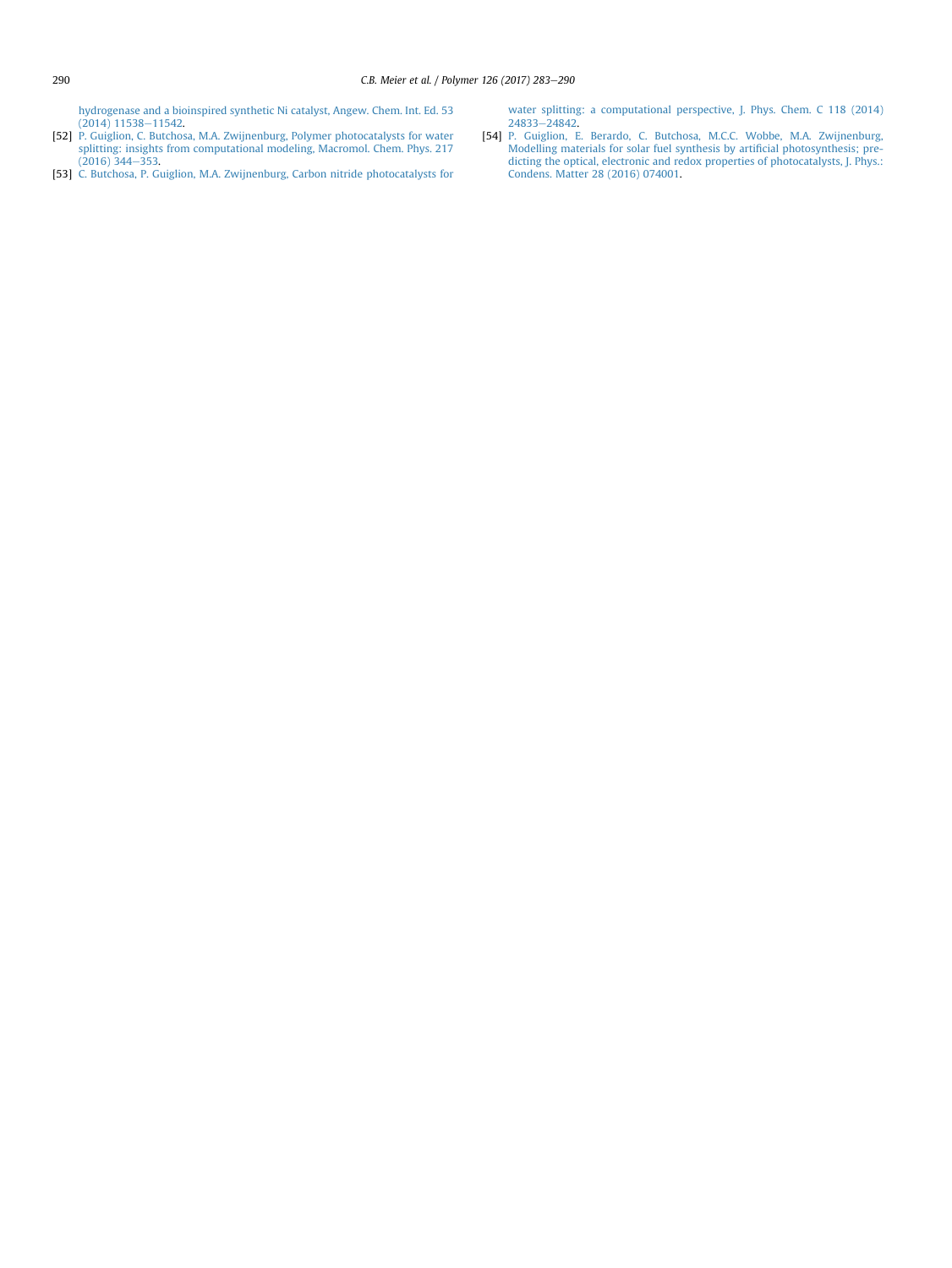hydrogenase and a bioinspired synthetic Ni catalyst, Angew. Chem. Int. Ed. 53 (2014) 11538–11542.

[52] P. Guiglion, C. Butchosa, M.A. Zwijnenburg, Polymer photocatalysts for water splitting: insights from computational modeling, Macromol. Chem. Phys. 217 (2016) 344–353.

[53] C. Butchosa, P. Guiglion, M.A. Zwijnenburg, Carbon nitride photocatalysts for water splitting: a computational perspective, J. Phys. Chem. C 118 (2014) 24833–24842.

[54] P. Guiglion, E. Berardo, C. Butchosa, M.C.C. Wobbe, M.A. Zwijnenburg, Modelling materials for solar fuel synthesis by artificial photosynthesis; predicting the optical, electronic and redox properties of photocatalysts, J. Phys.: Condens. Matter 28 (2016) 074001.